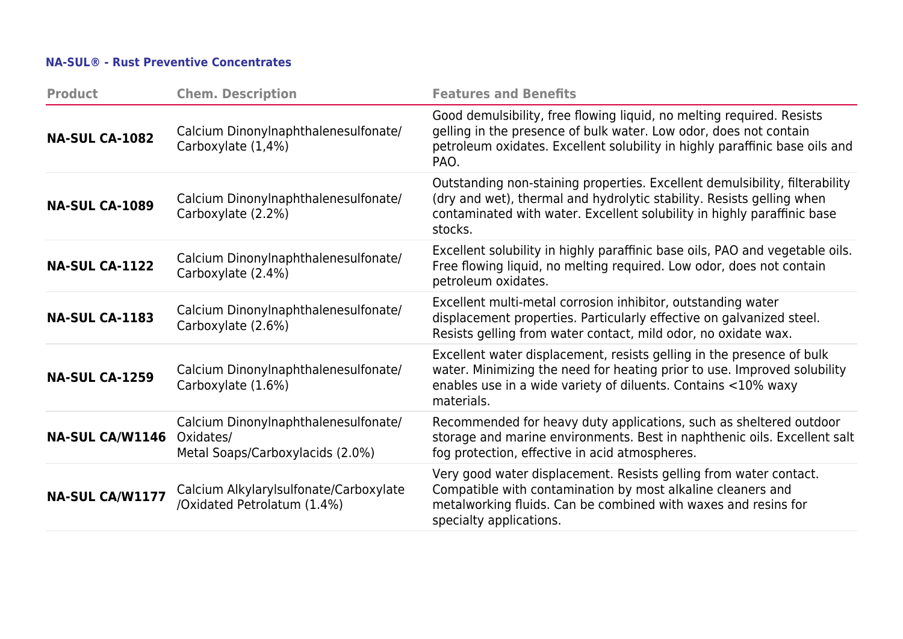### NA-SUL® - Rust Preventive Concentrates

| Product | Chem. Description | Features and Benefits |
|---|---|---|
| **NA-SUL CA-1082** | Calcium Dinonylnaphthalenesulfonate/ Carboxylate (1,4%) | Good demulsibility, free flowing liquid, no melting required. Resists gelling in the presence of bulk water. Low odor, does not contain petroleum oxidates. Excellent solubility in highly paraffinic base oils and PAO. |
| **NA-SUL CA-1089** | Calcium Dinonylnaphthalenesulfonate/ Carboxylate (2.2%) | Outstanding non-staining properties. Excellent demulsibility, filterability (dry and wet), thermal and hydrolytic stability. Resists gelling when contaminated with water. Excellent solubility in highly paraffinic base stocks. |
| **NA-SUL CA-1122** | Calcium Dinonylnaphthalenesulfonate/ Carboxylate (2.4%) | Excellent solubility in highly paraffinic base oils, PAO and vegetable oils. Free flowing liquid, no melting required. Low odor, does not contain petroleum oxidates. |
| **NA-SUL CA-1183** | Calcium Dinonylnaphthalenesulfonate/ Carboxylate (2.6%) | Excellent multi-metal corrosion inhibitor, outstanding water displacement properties. Particularly effective on galvanized steel. Resists gelling from water contact, mild odor, no oxidate wax. |
| **NA-SUL CA-1259** | Calcium Dinonylnaphthalenesulfonate/ Carboxylate (1.6%) | Excellent water displacement, resists gelling in the presence of bulk water. Minimizing the need for heating prior to use. Improved solubility enables use in a wide variety of diluents. Contains <10% waxy materials. |
| **NA-SUL CA/W1146** | Calcium Dinonylnaphthalenesulfonate/ Oxidates/ Metal Soaps/Carboxylacids (2.0%) | Recommended for heavy duty applications, such as sheltered outdoor storage and marine environments. Best in naphthenic oils. Excellent salt fog protection, effective in acid atmospheres. |
| **NA-SUL CA/W1177** | Calcium Alkylarylsulfonate/Carboxylate /Oxidated Petrolatum (1.4%) | Very good water displacement. Resists gelling from water contact. Compatible with contamination by most alkaline cleaners and metalworking fluids. Can be combined with waxes and resins for specialty applications. |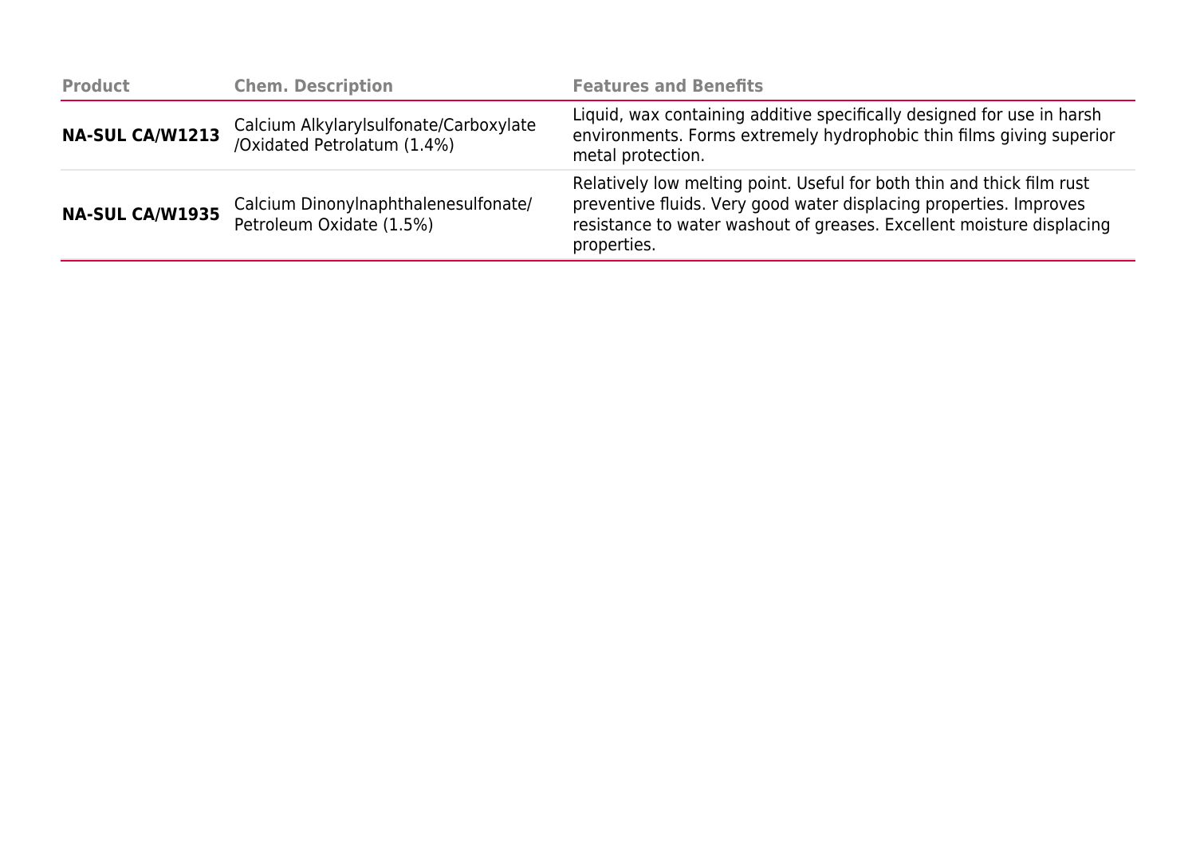| Product | Chem. Description | Features and Benefits |
|---|---|---|
| **NA-SUL CA/W1213** | Calcium Alkylarylsulfonate/Carboxylate /Oxidated Petrolatum (1.4%) | Liquid, wax containing additive specifically designed for use in harsh environments. Forms extremely hydrophobic thin films giving superior metal protection. |
| **NA-SUL CA/W1935** | Calcium Dinonylnaphthalenesulfonate/ Petroleum Oxidate (1.5%) | Relatively low melting point. Useful for both thin and thick film rust preventive fluids. Very good water displacing properties. Improves resistance to water washout of greases. Excellent moisture displacing properties. |